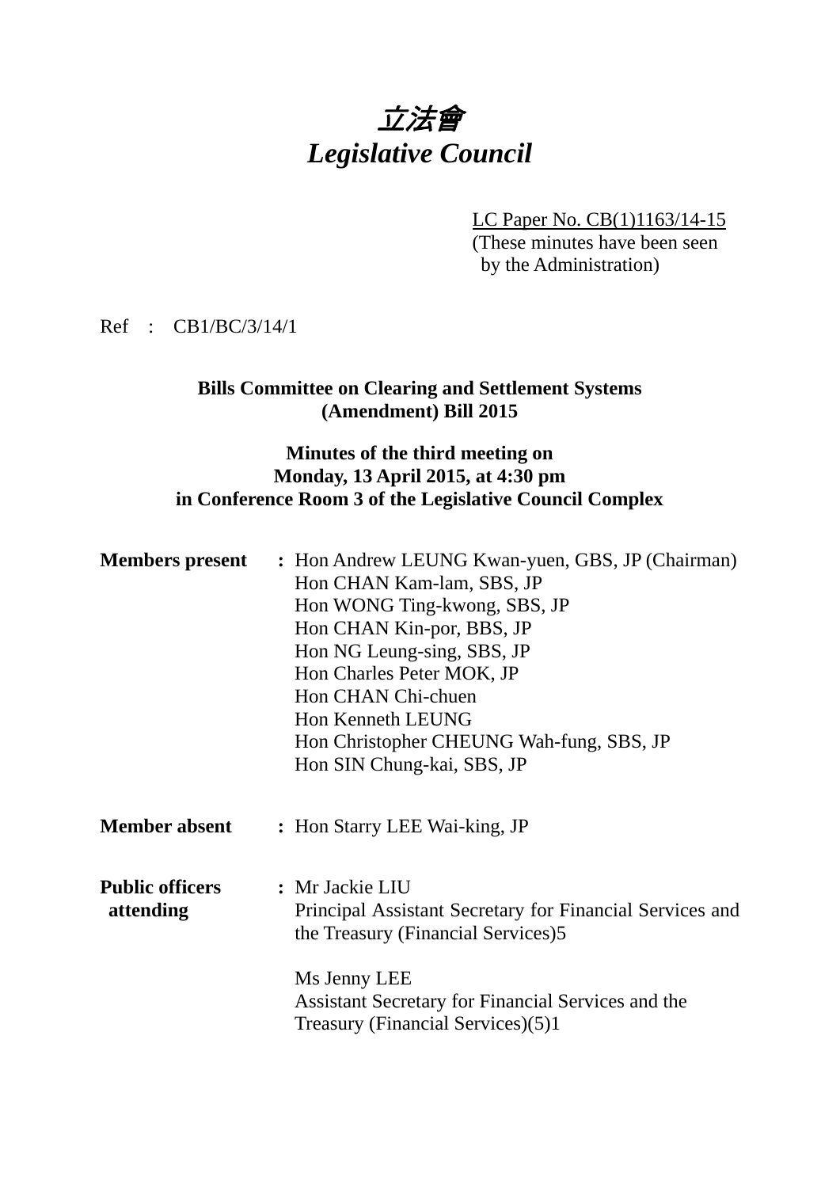# *立法會*
# *Legislative Council*

LC Paper No. CB(1)1163/14-15
(These minutes have been seen by the Administration)

Ref : CB1/BC/3/14/1

**Bills Committee on Clearing and Settlement Systems (Amendment) Bill 2015**

**Minutes of the third meeting on Monday, 13 April 2015, at 4:30 pm in Conference Room 3 of the Legislative Council Complex**

**Members present** : Hon Andrew LEUNG Kwan-yuen, GBS, JP (Chairman)
Hon CHAN Kam-lam, SBS, JP
Hon WONG Ting-kwong, SBS, JP
Hon CHAN Kin-por, BBS, JP
Hon NG Leung-sing, SBS, JP
Hon Charles Peter MOK, JP
Hon CHAN Chi-chuen
Hon Kenneth LEUNG
Hon Christopher CHEUNG Wah-fung, SBS, JP
Hon SIN Chung-kai, SBS, JP

**Member absent** : Hon Starry LEE Wai-king, JP

**Public officers attending** : Mr Jackie LIU
Principal Assistant Secretary for Financial Services and the Treasury (Financial Services)5

Ms Jenny LEE
Assistant Secretary for Financial Services and the Treasury (Financial Services)(5)1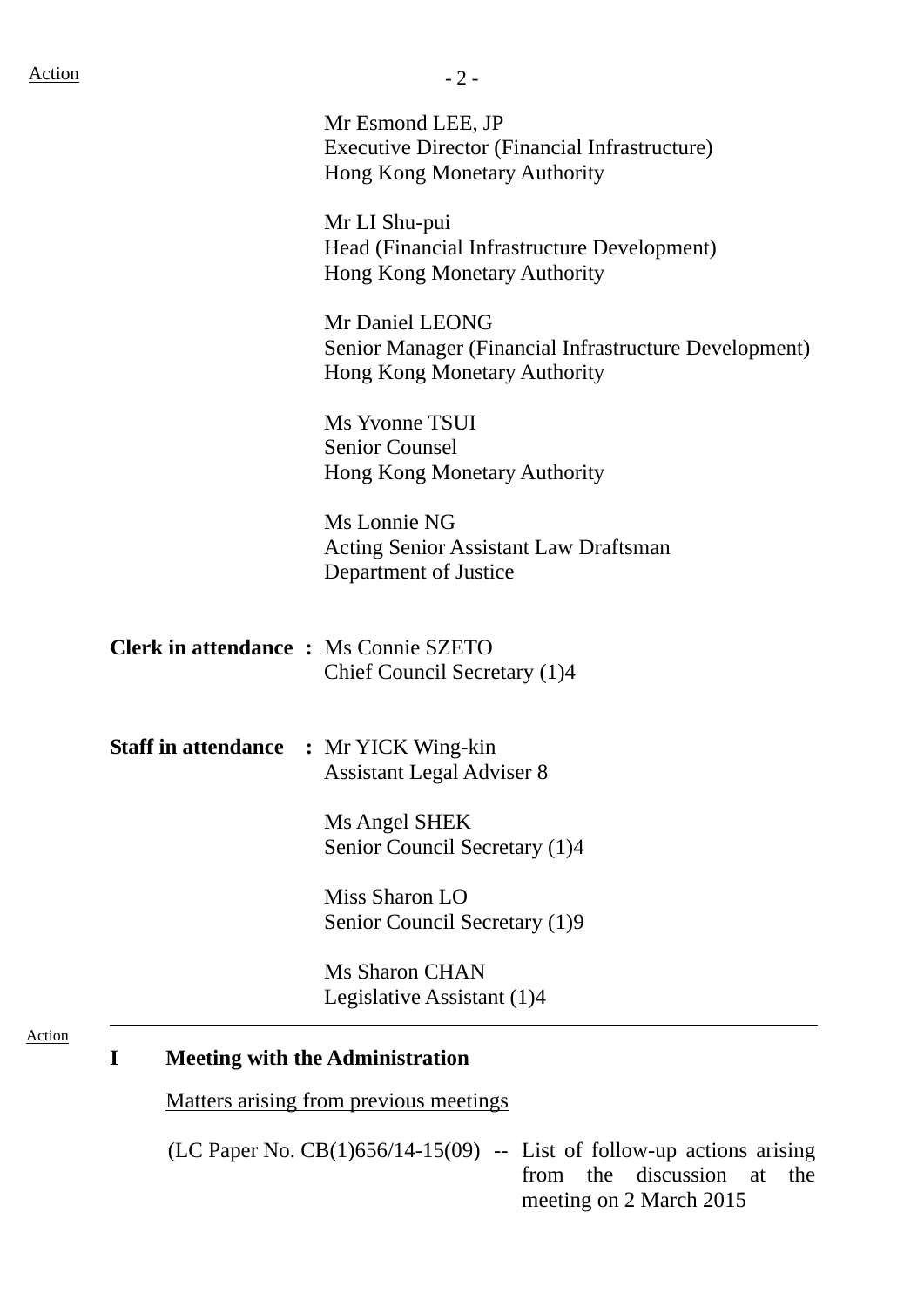Action

Mr Esmond LEE, JP
Executive Director (Financial Infrastructure)
Hong Kong Monetary Authority

Mr LI Shu-pui
Head (Financial Infrastructure Development)
Hong Kong Monetary Authority

Mr Daniel LEONG
Senior Manager (Financial Infrastructure Development)
Hong Kong Monetary Authority

Ms Yvonne TSUI
Senior Counsel
Hong Kong Monetary Authority

Ms Lonnie NG
Acting Senior Assistant Law Draftsman
Department of Justice

**Clerk in attendance :** Ms Connie SZETO
Chief Council Secretary (1)4

**Staff in attendance :** Mr YICK Wing-kin
Assistant Legal Adviser 8

Ms Angel SHEK
Senior Council Secretary (1)4

Miss Sharon LO
Senior Council Secretary (1)9

Ms Sharon CHAN
Legislative Assistant (1)4

---

Action

**I Meeting with the Administration**

Matters arising from previous meetings

(LC Paper No. CB(1)656/14-15(09) -- List of follow-up actions arising from the discussion at the meeting on 2 March 2015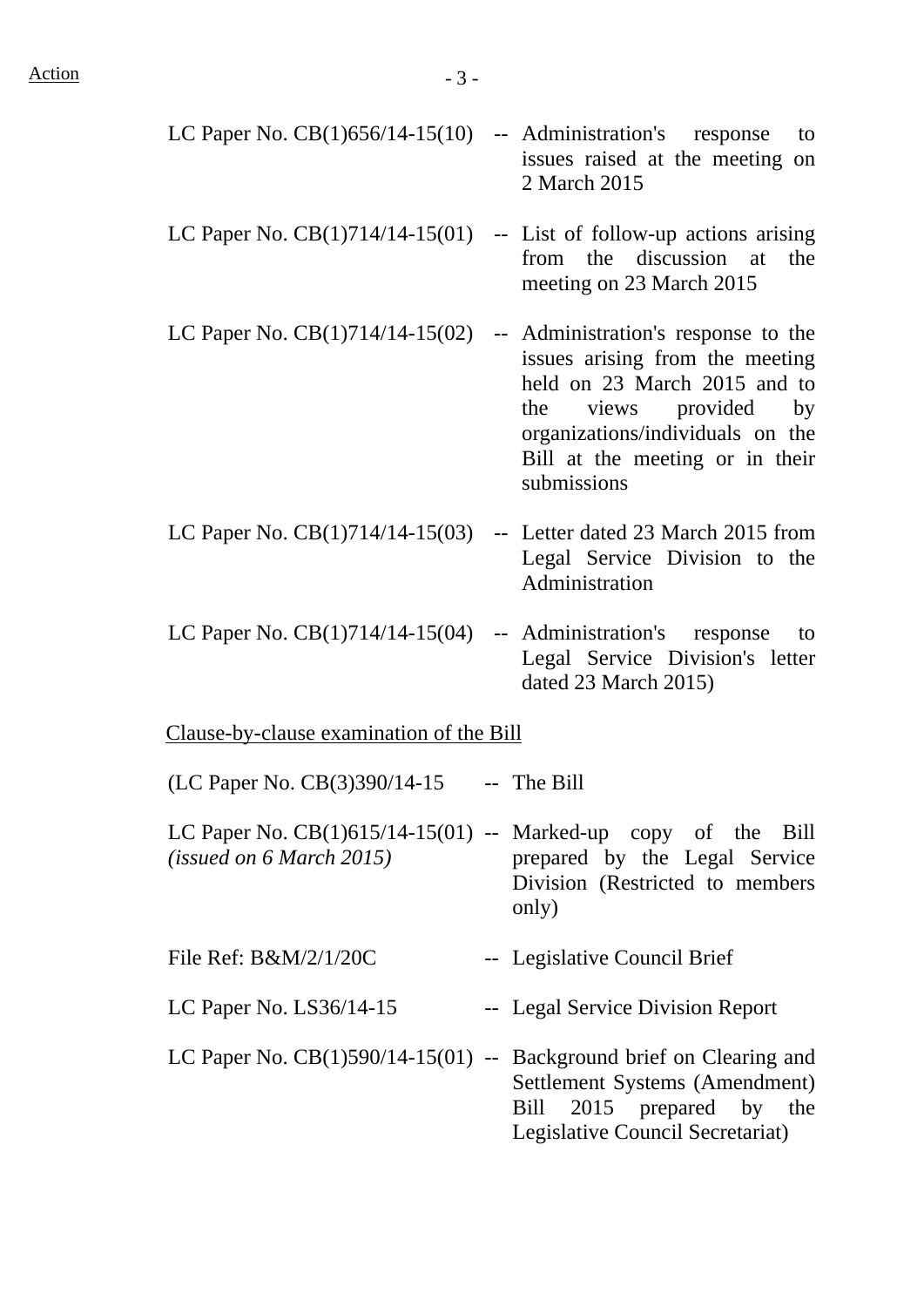Action

| | | |
|---|---|---|
| LC Paper No. CB(1)656/14-15(10) | -- | Administration's response to issues raised at the meeting on 2 March 2015 |
| LC Paper No. CB(1)714/14-15(01) | -- | List of follow-up actions arising from the discussion at the meeting on 23 March 2015 |
| LC Paper No. CB(1)714/14-15(02) | -- | Administration's response to the issues arising from the meeting held on 23 March 2015 and to the views provided by organizations/individuals on the Bill at the meeting or in their submissions |
| LC Paper No. CB(1)714/14-15(03) | -- | Letter dated 23 March 2015 from Legal Service Division to the Administration |
| LC Paper No. CB(1)714/14-15(04) | -- | Administration's response to Legal Service Division's letter dated 23 March 2015) |

Clause-by-clause examination of the Bill

| | | |
|---|---|---|
| (LC Paper No. CB(3)390/14-15 | -- | The Bill |
| LC Paper No. CB(1)615/14-15(01) *(issued on 6 March 2015)* | -- | Marked-up copy of the Bill prepared by the Legal Service Division (Restricted to members only) |
| File Ref: B&M/2/1/20C | -- | Legislative Council Brief |
| LC Paper No. LS36/14-15 | -- | Legal Service Division Report |
| LC Paper No. CB(1)590/14-15(01) | -- | Background brief on Clearing and Settlement Systems (Amendment) Bill 2015 prepared by the Legislative Council Secretariat) |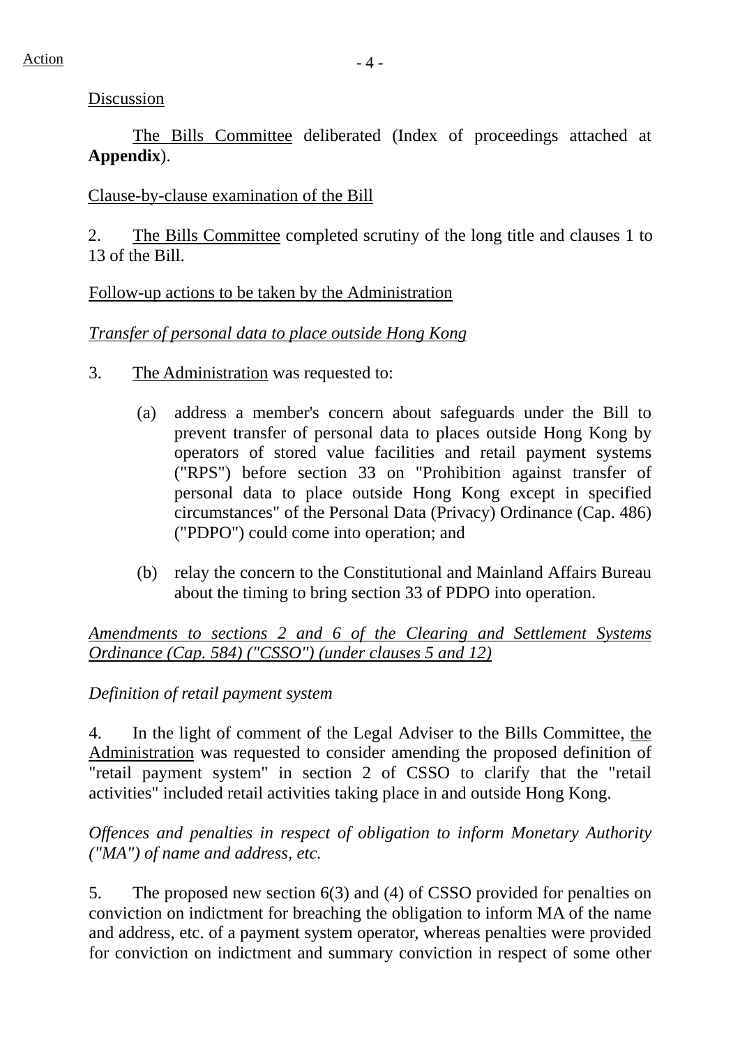Action

Discussion

The Bills Committee deliberated (Index of proceedings attached at **Appendix**).

Clause-by-clause examination of the Bill

2. The Bills Committee completed scrutiny of the long title and clauses 1 to 13 of the Bill.

Follow-up actions to be taken by the Administration

*Transfer of personal data to place outside Hong Kong*

3. The Administration was requested to:

(a) address a member's concern about safeguards under the Bill to prevent transfer of personal data to places outside Hong Kong by operators of stored value facilities and retail payment systems ("RPS") before section 33 on "Prohibition against transfer of personal data to place outside Hong Kong except in specified circumstances" of the Personal Data (Privacy) Ordinance (Cap. 486) ("PDPO") could come into operation; and

(b) relay the concern to the Constitutional and Mainland Affairs Bureau about the timing to bring section 33 of PDPO into operation.

*Amendments to sections 2 and 6 of the Clearing and Settlement Systems Ordinance (Cap. 584) ("CSSO") (under clauses 5 and 12)*

*Definition of retail payment system*

4. In the light of comment of the Legal Adviser to the Bills Committee, the Administration was requested to consider amending the proposed definition of "retail payment system" in section 2 of CSSO to clarify that the "retail activities" included retail activities taking place in and outside Hong Kong.

*Offences and penalties in respect of obligation to inform Monetary Authority ("MA") of name and address, etc.*

5. The proposed new section 6(3) and (4) of CSSO provided for penalties on conviction on indictment for breaching the obligation to inform MA of the name and address, etc. of a payment system operator, whereas penalties were provided for conviction on indictment and summary conviction in respect of some other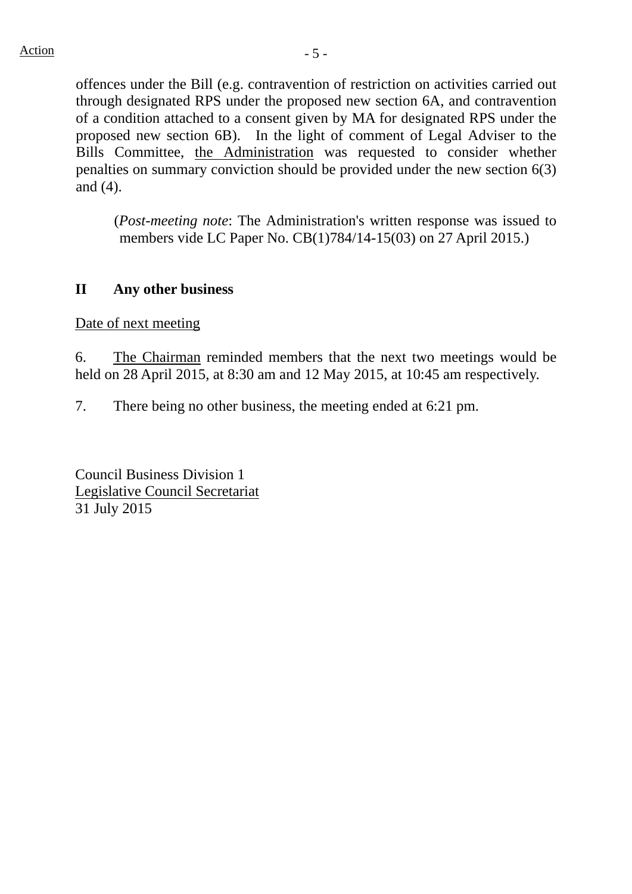offences under the Bill (e.g. contravention of restriction on activities carried out through designated RPS under the proposed new section 6A, and contravention of a condition attached to a consent given by MA for designated RPS under the proposed new section 6B). In the light of comment of Legal Adviser to the Bills Committee, the Administration was requested to consider whether penalties on summary conviction should be provided under the new section 6(3) and (4).

> (*Post-meeting note*: The Administration's written response was issued to members vide LC Paper No. CB(1)784/14-15(03) on 27 April 2015.)

## II Any other business

Date of next meeting

6. The Chairman reminded members that the next two meetings would be held on 28 April 2015, at 8:30 am and 12 May 2015, at 10:45 am respectively.

7. There being no other business, the meeting ended at 6:21 pm.

Council Business Division 1
Legislative Council Secretariat
31 July 2015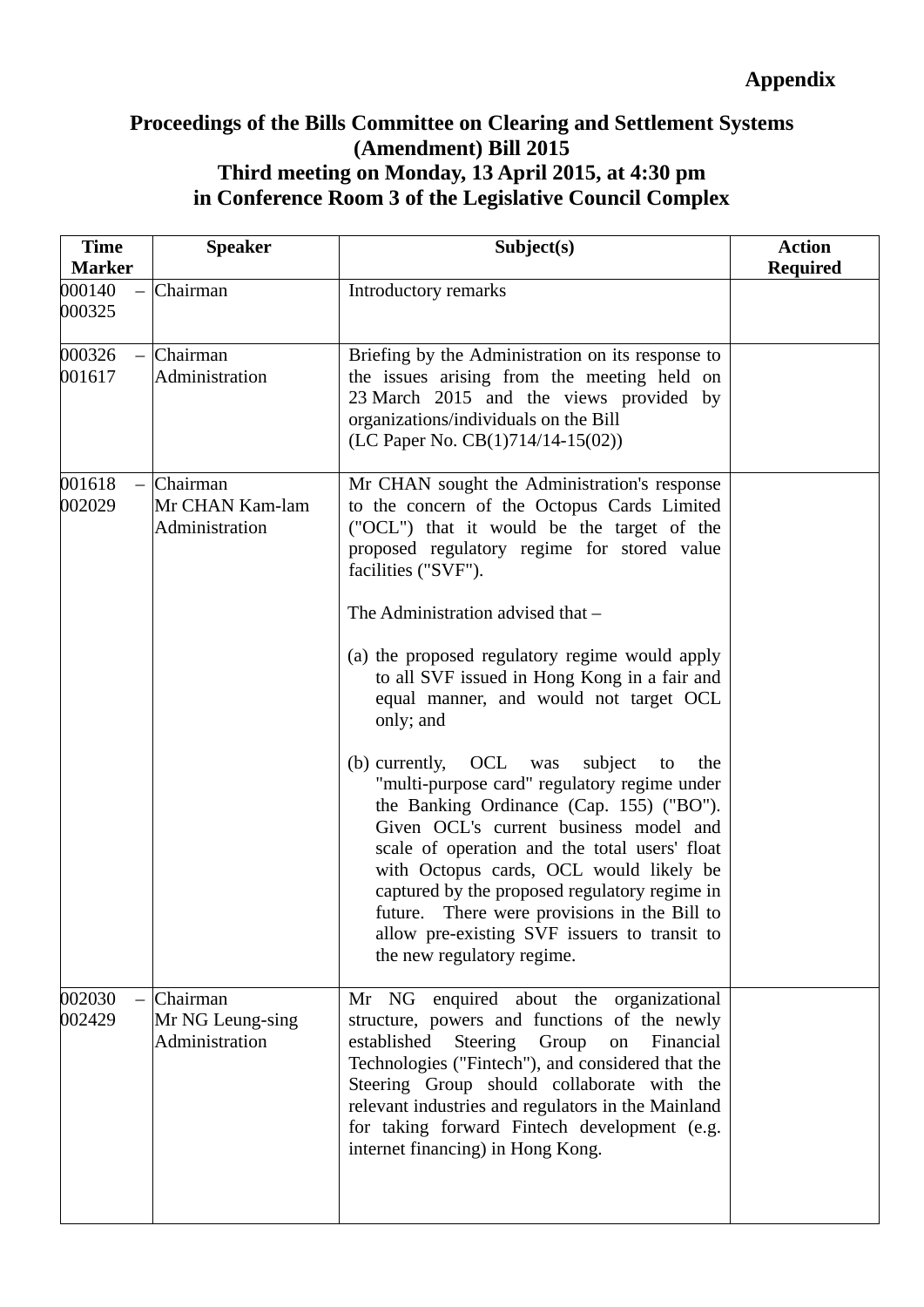**Appendix**

**Proceedings of the Bills Committee on Clearing and Settlement Systems (Amendment) Bill 2015**
**Third meeting on Monday, 13 April 2015, at 4:30 pm**
**in Conference Room 3 of the Legislative Council Complex**

| Time Marker | Speaker | Subject(s) | Action Required |
|---|---|---|---|
| 000140 – 000325 | Chairman | Introductory remarks | |
| 000326 – 001617 | Chairman<br>Administration | Briefing by the Administration on its response to the issues arising from the meeting held on 23 March 2015 and the views provided by organizations/individuals on the Bill<br>(LC Paper No. CB(1)714/14-15(02)) | |
| 001618 – 002029 | Chairman<br>Mr CHAN Kam-lam<br>Administration | Mr CHAN sought the Administration's response to the concern of the Octopus Cards Limited ("OCL") that it would be the target of the proposed regulatory regime for stored value facilities ("SVF").<br><br>The Administration advised that –<br><br>(a) the proposed regulatory regime would apply to all SVF issued in Hong Kong in a fair and equal manner, and would not target OCL only; and<br><br>(b) currently, OCL was subject to the "multi-purpose card" regulatory regime under the Banking Ordinance (Cap. 155) ("BO"). Given OCL's current business model and scale of operation and the total users' float with Octopus cards, OCL would likely be captured by the proposed regulatory regime in future. There were provisions in the Bill to allow pre-existing SVF issuers to transit to the new regulatory regime. | |
| 002030 – 002429 | Chairman<br>Mr NG Leung-sing<br>Administration | Mr NG enquired about the organizational structure, powers and functions of the newly established Steering Group on Financial Technologies ("Fintech"), and considered that the Steering Group should collaborate with the relevant industries and regulators in the Mainland for taking forward Fintech development (e.g. internet financing) in Hong Kong. | |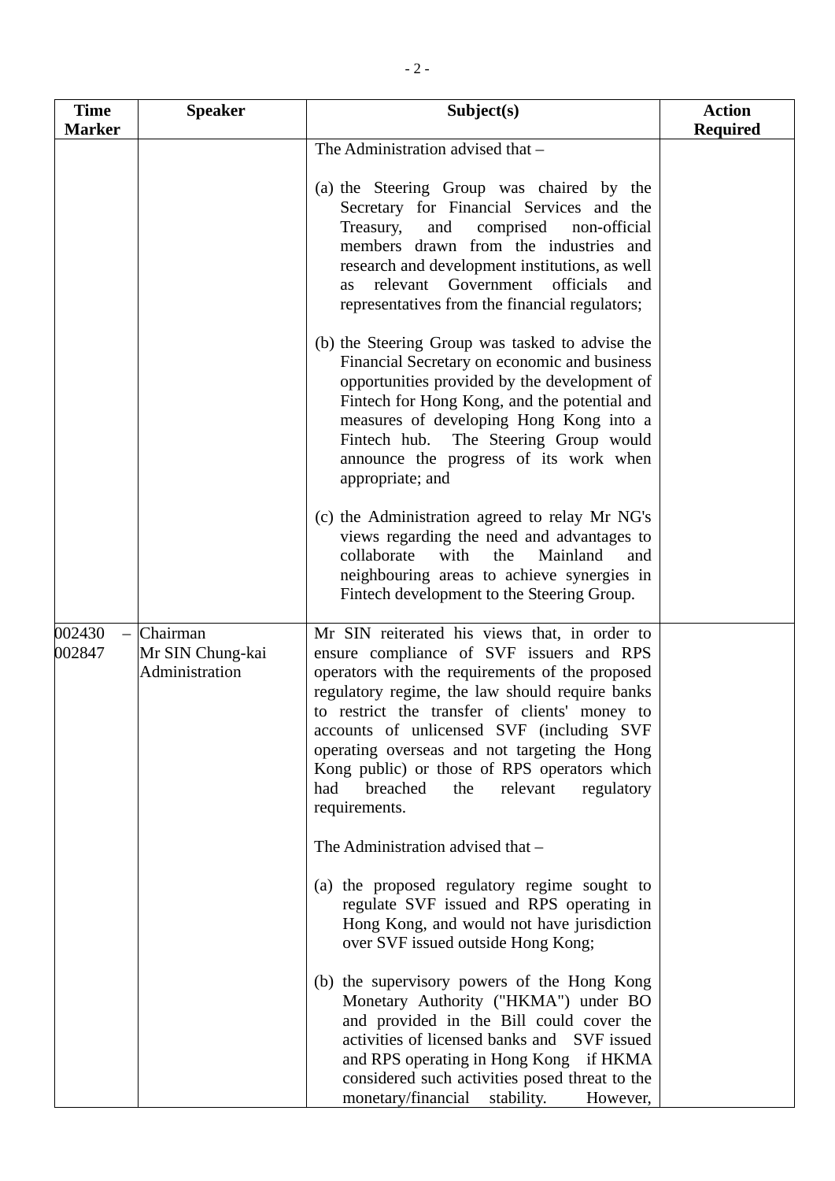| Time Marker | Speaker | Subject(s) | Action Required |
|---|---|---|---|
| | | The Administration advised that –<br><br>(a) the Steering Group was chaired by the Secretary for Financial Services and the Treasury, and comprised non-official members drawn from the industries and research and development institutions, as well as relevant Government officials and representatives from the financial regulators;<br><br>(b) the Steering Group was tasked to advise the Financial Secretary on economic and business opportunities provided by the development of Fintech for Hong Kong, and the potential and measures of developing Hong Kong into a Fintech hub. The Steering Group would announce the progress of its work when appropriate; and<br><br>(c) the Administration agreed to relay Mr NG's views regarding the need and advantages to collaborate with the Mainland and neighbouring areas to achieve synergies in Fintech development to the Steering Group. | |
| 002430 – 002847 | Chairman<br>Mr SIN Chung-kai<br>Administration | Mr SIN reiterated his views that, in order to ensure compliance of SVF issuers and RPS operators with the requirements of the proposed regulatory regime, the law should require banks to restrict the transfer of clients' money to accounts of unlicensed SVF (including SVF operating overseas and not targeting the Hong Kong public) or those of RPS operators which had breached the relevant regulatory requirements.<br><br>The Administration advised that –<br><br>(a) the proposed regulatory regime sought to regulate SVF issued and RPS operating in Hong Kong, and would not have jurisdiction over SVF issued outside Hong Kong;<br><br>(b) the supervisory powers of the Hong Kong Monetary Authority ("HKMA") under BO and provided in the Bill could cover the activities of licensed banks and SVF issued and RPS operating in Hong Kong if HKMA considered such activities posed threat to the monetary/financial stability. However, | |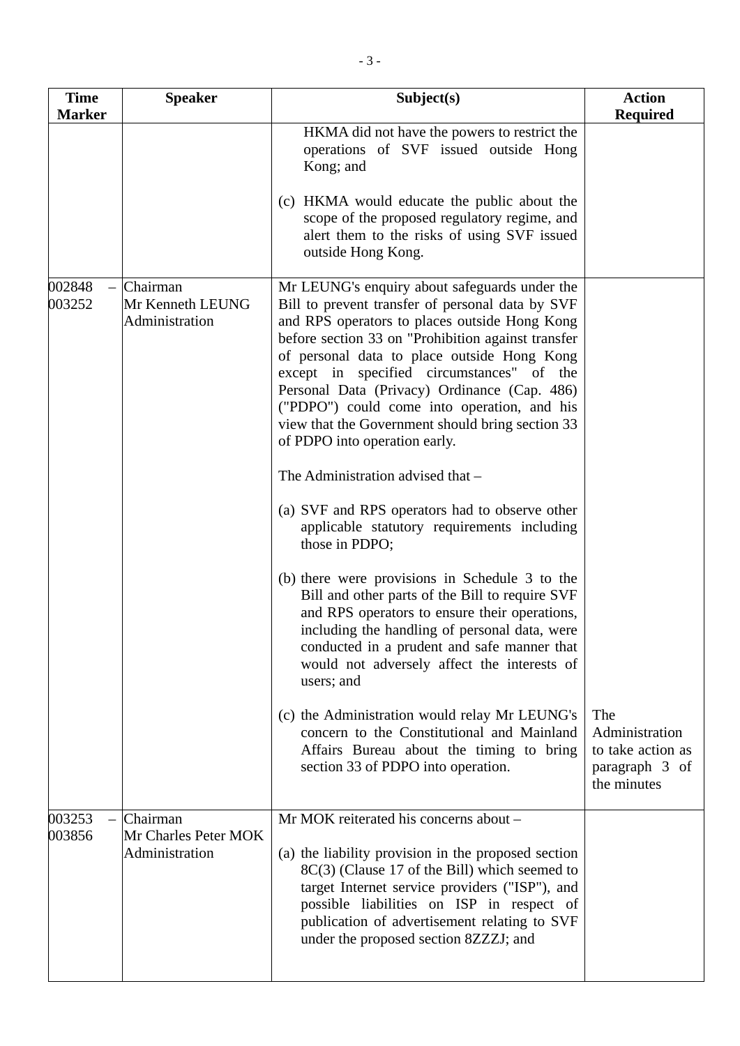| Time Marker | Speaker | Subject(s) | Action Required |
|---|---|---|---|
| | | HKMA did not have the powers to restrict the operations of SVF issued outside Hong Kong; and<br><br>(c) HKMA would educate the public about the scope of the proposed regulatory regime, and alert them to the risks of using SVF issued outside Hong Kong. | |
| 002848 – 003252 | Chairman<br>Mr Kenneth LEUNG<br>Administration | Mr LEUNG's enquiry about safeguards under the Bill to prevent transfer of personal data by SVF and RPS operators to places outside Hong Kong before section 33 on "Prohibition against transfer of personal data to place outside Hong Kong except in specified circumstances" of the Personal Data (Privacy) Ordinance (Cap. 486) ("PDPO") could come into operation, and his view that the Government should bring section 33 of PDPO into operation early.<br><br>The Administration advised that –<br><br>(a) SVF and RPS operators had to observe other applicable statutory requirements including those in PDPO;<br><br>(b) there were provisions in Schedule 3 to the Bill and other parts of the Bill to require SVF and RPS operators to ensure their operations, including the handling of personal data, were conducted in a prudent and safe manner that would not adversely affect the interests of users; and<br><br>(c) the Administration would relay Mr LEUNG's concern to the Constitutional and Mainland Affairs Bureau about the timing to bring section 33 of PDPO into operation. | The Administration to take action as paragraph 3 of the minutes |
| 003253 – 003856 | Chairman<br>Mr Charles Peter MOK<br>Administration | Mr MOK reiterated his concerns about –<br><br>(a) the liability provision in the proposed section 8C(3) (Clause 17 of the Bill) which seemed to target Internet service providers ("ISP"), and possible liabilities on ISP in respect of publication of advertisement relating to SVF under the proposed section 8ZZZJ; and | |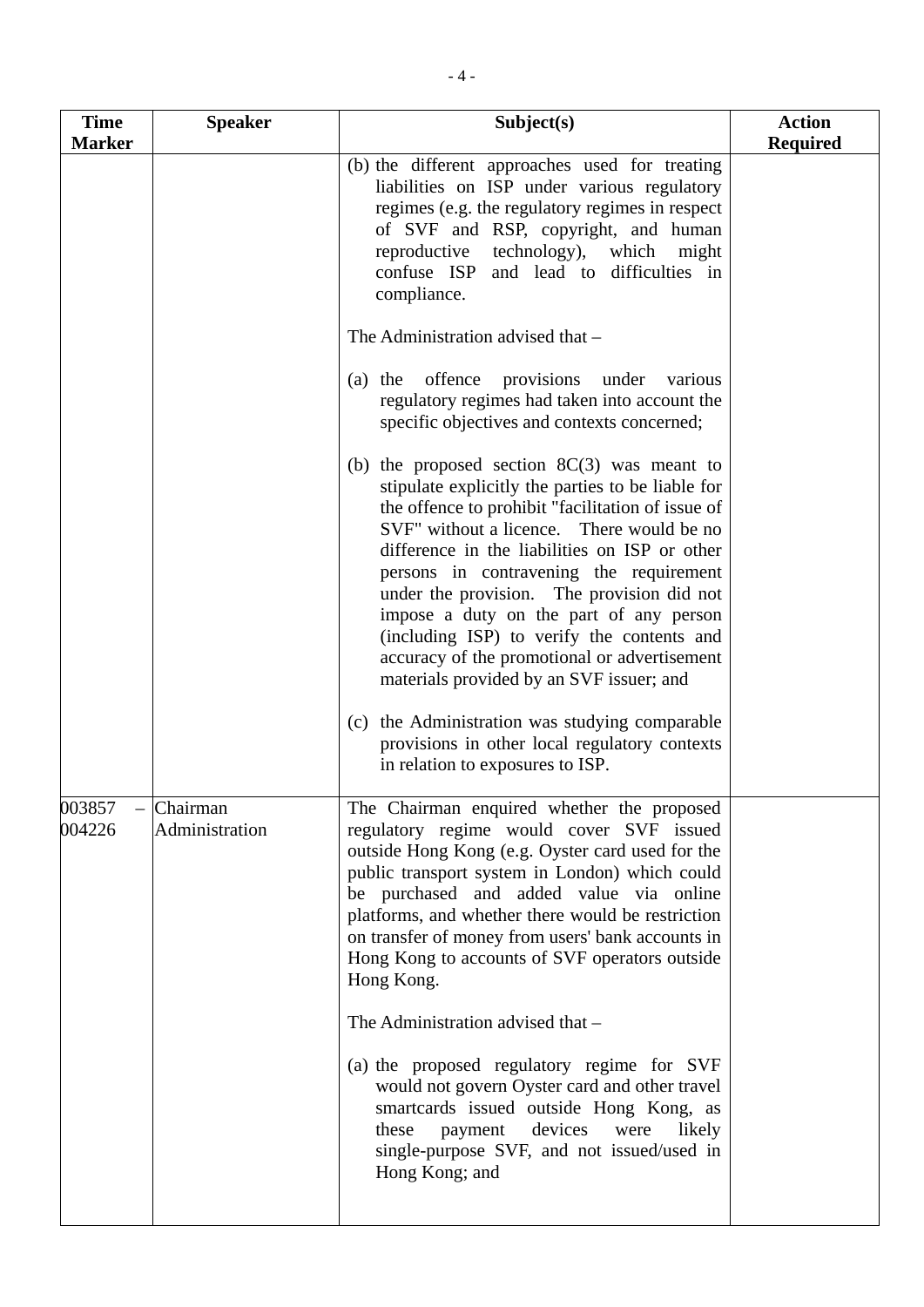| Time Marker | Speaker | Subject(s) | Action Required |
|---|---|---|---|
| | | (b) the different approaches used for treating liabilities on ISP under various regulatory regimes (e.g. the regulatory regimes in respect of SVF and RSP, copyright, and human reproductive technology), which might confuse ISP and lead to difficulties in compliance.<br><br>The Administration advised that –<br><br>(a) the offence provisions under various regulatory regimes had taken into account the specific objectives and contexts concerned;<br><br>(b) the proposed section 8C(3) was meant to stipulate explicitly the parties to be liable for the offence to prohibit "facilitation of issue of SVF" without a licence. There would be no difference in the liabilities on ISP or other persons in contravening the requirement under the provision. The provision did not impose a duty on the part of any person (including ISP) to verify the contents and accuracy of the promotional or advertisement materials provided by an SVF issuer; and<br><br>(c) the Administration was studying comparable provisions in other local regulatory contexts in relation to exposures to ISP. | |
| 003857 – 004226 | Chairman<br>Administration | The Chairman enquired whether the proposed regulatory regime would cover SVF issued outside Hong Kong (e.g. Oyster card used for the public transport system in London) which could be purchased and added value via online platforms, and whether there would be restriction on transfer of money from users' bank accounts in Hong Kong to accounts of SVF operators outside Hong Kong.<br><br>The Administration advised that –<br><br>(a) the proposed regulatory regime for SVF would not govern Oyster card and other travel smartcards issued outside Hong Kong, as these payment devices were likely single-purpose SVF, and not issued/used in Hong Kong; and | |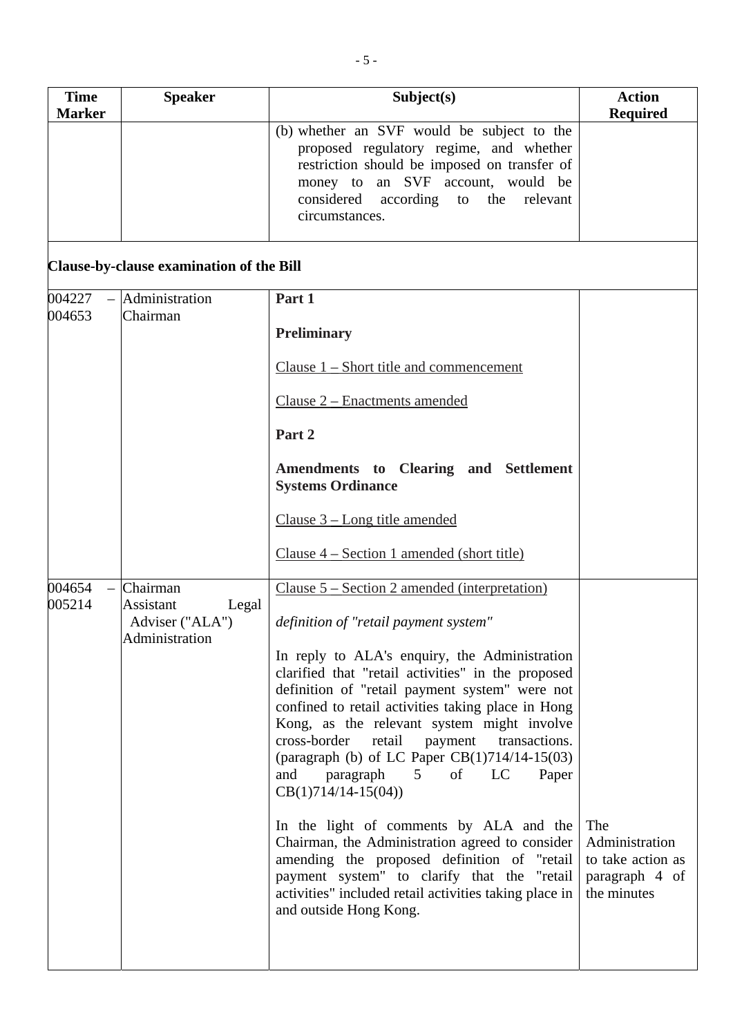| Time Marker | Speaker | Subject(s) | Action Required |
|---|---|---|---|
| | | (b) whether an SVF would be subject to the proposed regulatory regime, and whether restriction should be imposed on transfer of money to an SVF account, would be considered according to the relevant circumstances. | |

**Clause-by-clause examination of the Bill**

| Time Marker | Speaker | Subject(s) | Action Required |
|---|---|---|---|
| 004227 – 004653 | Administration<br>Chairman | **Part 1**<br><br>**Preliminary**<br><br><u>Clause 1 – Short title and commencement</u><br><br><u>Clause 2 – Enactments amended</u><br><br>**Part 2**<br><br>**Amendments to Clearing and Settlement Systems Ordinance**<br><br><u>Clause 3 – Long title amended</u><br><br><u>Clause 4 – Section 1 amended (short title)</u> | |
| 004654 – 005214 | Chairman<br>Assistant Legal Adviser ("ALA")<br>Administration | <u>Clause 5 – Section 2 amended (interpretation)</u><br><br>*definition of "retail payment system"*<br><br>In reply to ALA's enquiry, the Administration clarified that "retail activities" in the proposed definition of "retail payment system" were not confined to retail activities taking place in Hong Kong, as the relevant system might involve cross-border retail payment transactions. (paragraph (b) of LC Paper CB(1)714/14-15(03) and paragraph 5 of LC Paper CB(1)714/14-15(04))<br><br>In the light of comments by ALA and the Chairman, the Administration agreed to consider amending the proposed definition of "retail payment system" to clarify that the "retail activities" included retail activities taking place in and outside Hong Kong. | The Administration to take action as paragraph 4 of the minutes |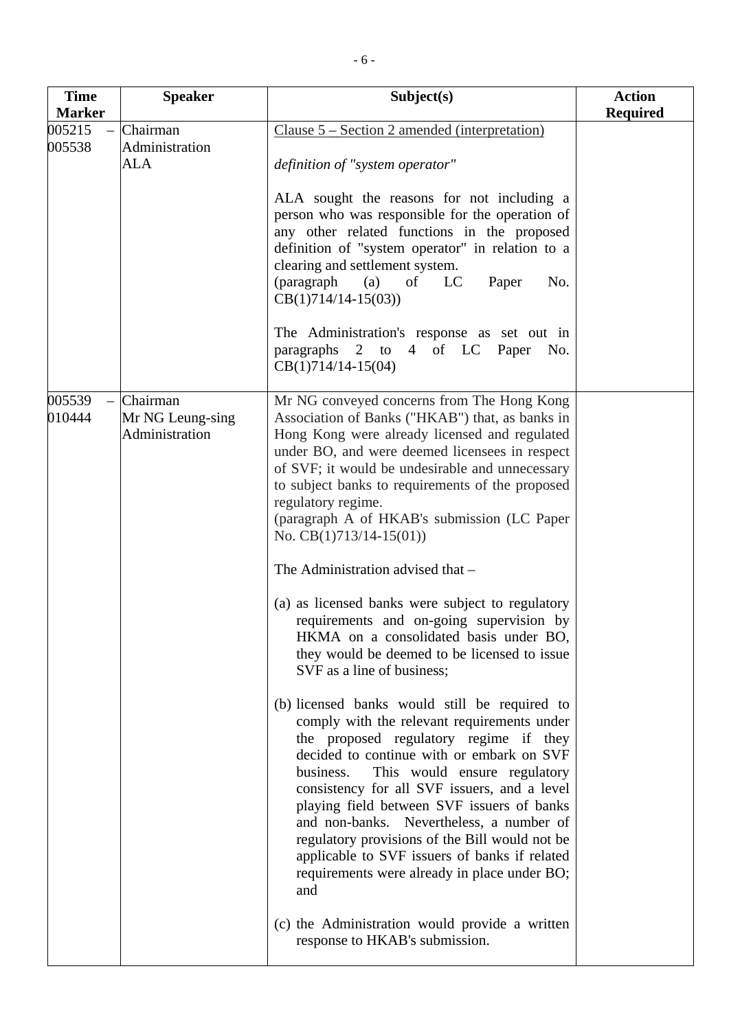| Time Marker | Speaker | Subject(s) | Action Required |
|---|---|---|---|
| 005215 – 005538 | Chairman<br>Administration<br>ALA | Clause 5 – Section 2 amended (interpretation)<br><br>*definition of "system operator"*<br><br>ALA sought the reasons for not including a person who was responsible for the operation of any other related functions in the proposed definition of "system operator" in relation to a clearing and settlement system.<br>(paragraph (a) of LC Paper No. CB(1)714/14-15(03))<br><br>The Administration's response as set out in paragraphs 2 to 4 of LC Paper No. CB(1)714/14-15(04) | |
| 005539 – 010444 | Chairman<br>Mr NG Leung-sing<br>Administration | Mr NG conveyed concerns from The Hong Kong Association of Banks ("HKAB") that, as banks in Hong Kong were already licensed and regulated under BO, and were deemed licensees in respect of SVF; it would be undesirable and unnecessary to subject banks to requirements of the proposed regulatory regime.<br>(paragraph A of HKAB's submission (LC Paper No. CB(1)713/14-15(01))<br><br>The Administration advised that –<br><br>(a) as licensed banks were subject to regulatory requirements and on-going supervision by HKMA on a consolidated basis under BO, they would be deemed to be licensed to issue SVF as a line of business;<br><br>(b) licensed banks would still be required to comply with the relevant requirements under the proposed regulatory regime if they decided to continue with or embark on SVF business. This would ensure regulatory consistency for all SVF issuers, and a level playing field between SVF issuers of banks and non-banks. Nevertheless, a number of regulatory provisions of the Bill would not be applicable to SVF issuers of banks if related requirements were already in place under BO; and<br><br>(c) the Administration would provide a written response to HKAB's submission. | |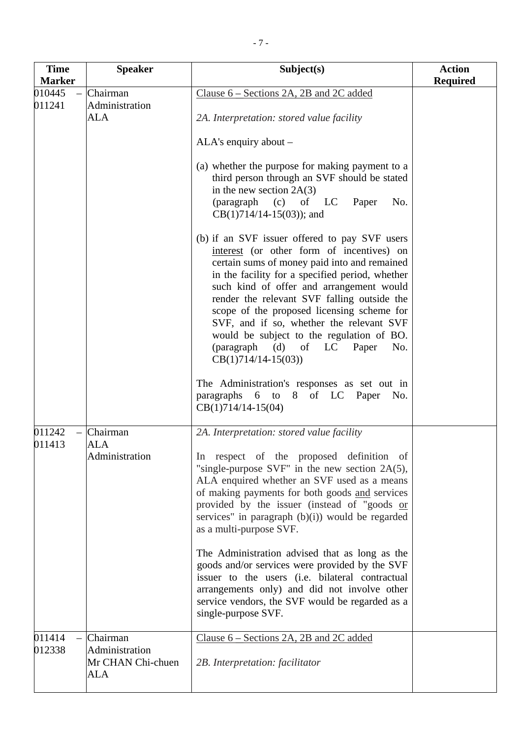| Time Marker | Speaker | Subject(s) | Action Required |
|---|---|---|---|
| 010445 – 011241 | Chairman<br>Administration<br>ALA | Clause 6 – Sections 2A, 2B and 2C added<br><br>*2A. Interpretation: stored value facility*<br><br>ALA's enquiry about –<br><br>(a) whether the purpose for making payment to a third person through an SVF should be stated in the new section 2A(3) (paragraph (c) of LC Paper No. CB(1)714/14-15(03)); and<br><br>(b) if an SVF issuer offered to pay SVF users interest (or other form of incentives) on certain sums of money paid into and remained in the facility for a specified period, whether such kind of offer and arrangement would render the relevant SVF falling outside the scope of the proposed licensing scheme for SVF, and if so, whether the relevant SVF would be subject to the regulation of BO. (paragraph (d) of LC Paper No. CB(1)714/14-15(03))<br><br>The Administration's responses as set out in paragraphs 6 to 8 of LC Paper No. CB(1)714/14-15(04) | |
| 011242 – 011413 | Chairman<br>ALA<br>Administration | *2A. Interpretation: stored value facility*<br><br>In respect of the proposed definition of "single-purpose SVF" in the new section 2A(5), ALA enquired whether an SVF used as a means of making payments for both goods and services provided by the issuer (instead of "goods or services" in paragraph (b)(i)) would be regarded as a multi-purpose SVF.<br><br>The Administration advised that as long as the goods and/or services were provided by the SVF issuer to the users (i.e. bilateral contractual arrangements only) and did not involve other service vendors, the SVF would be regarded as a single-purpose SVF. | |
| 011414 – 012338 | Chairman<br>Administration<br>Mr CHAN Chi-chuen<br>ALA | Clause 6 – Sections 2A, 2B and 2C added<br><br>*2B. Interpretation: facilitator* | |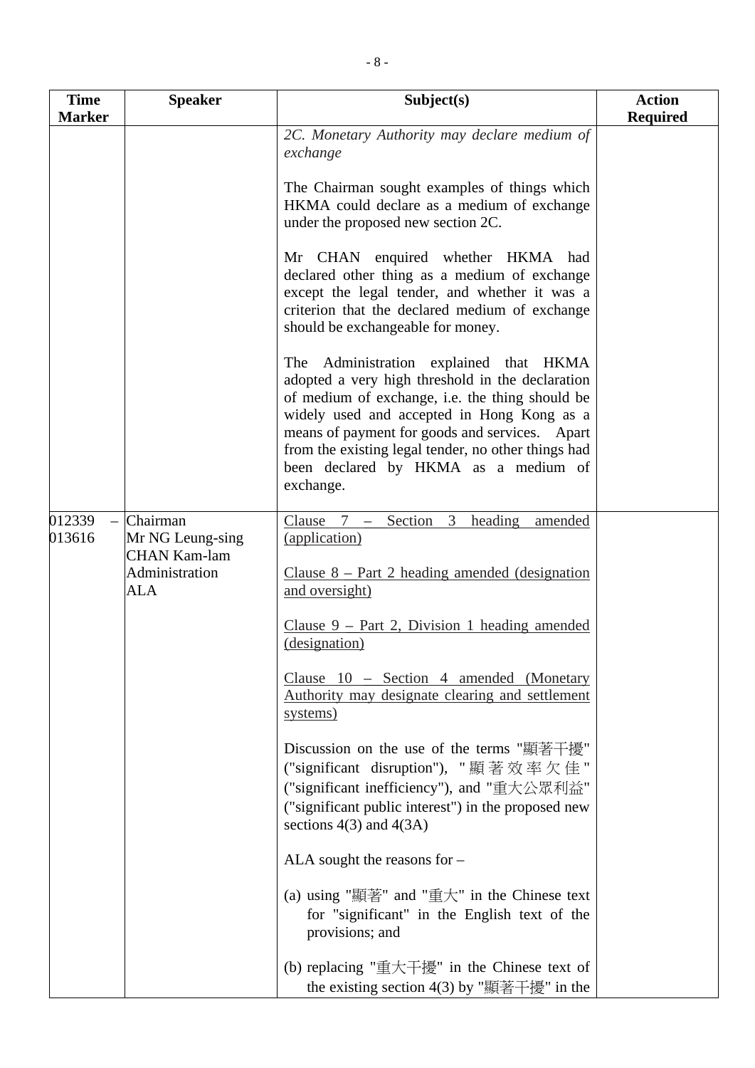| Time Marker | Speaker | Subject(s) | Action Required |
|---|---|---|---|
| | | *2C. Monetary Authority may declare medium of exchange*<br><br>The Chairman sought examples of things which HKMA could declare as a medium of exchange under the proposed new section 2C.<br><br>Mr CHAN enquired whether HKMA had declared other thing as a medium of exchange except the legal tender, and whether it was a criterion that the declared medium of exchange should be exchangeable for money.<br><br>The Administration explained that HKMA adopted a very high threshold in the declaration of medium of exchange, i.e. the thing should be widely used and accepted in Hong Kong as a means of payment for goods and services. Apart from the existing legal tender, no other things had been declared by HKMA as a medium of exchange. | |
| 012339 – 013616 | Chairman<br>Mr NG Leung-sing<br>CHAN Kam-lam<br>Administration<br>ALA | <u>Clause 7 – Section 3 heading amended (application)</u><br><br><u>Clause 8 – Part 2 heading amended (designation and oversight)</u><br><br><u>Clause 9 – Part 2, Division 1 heading amended (designation)</u><br><br><u>Clause 10 – Section 4 amended (Monetary Authority may designate clearing and settlement systems)</u><br><br>Discussion on the use of the terms "顯著干擾" ("significant disruption"), "顯著效率欠佳" ("significant inefficiency"), and "重大公眾利益" ("significant public interest") in the proposed new sections 4(3) and 4(3A)<br><br>ALA sought the reasons for –<br><br>(a) using "顯著" and "重大" in the Chinese text for "significant" in the English text of the provisions; and<br><br>(b) replacing "重大干擾" in the Chinese text of the existing section 4(3) by "顯著干擾" in the | |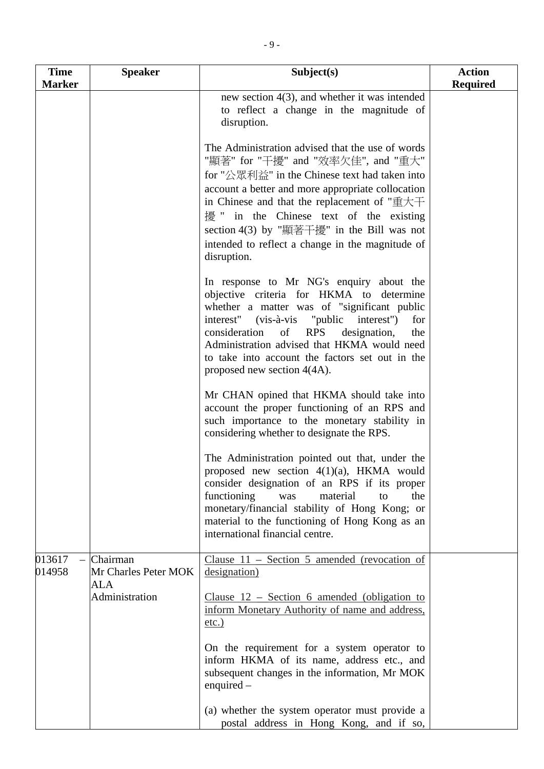| Time Marker | Speaker | Subject(s) | Action Required |
|---|---|---|---|
| | | new section 4(3), and whether it was intended to reflect a change in the magnitude of disruption.<br><br>The Administration advised that the use of words "顯著" for "干擾" and "效率欠佳", and "重大" for "公眾利益" in the Chinese text had taken into account a better and more appropriate collocation in Chinese and that the replacement of "重大干擾" in the Chinese text of the existing section 4(3) by "顯著干擾" in the Bill was not intended to reflect a change in the magnitude of disruption.<br><br>In response to Mr NG's enquiry about the objective criteria for HKMA to determine whether a matter was of "significant public interest" (vis-à-vis "public interest") for consideration of RPS designation, the Administration advised that HKMA would need to take into account the factors set out in the proposed new section 4(4A).<br><br>Mr CHAN opined that HKMA should take into account the proper functioning of an RPS and such importance to the monetary stability in considering whether to designate the RPS.<br><br>The Administration pointed out that, under the proposed new section 4(1)(a), HKMA would consider designation of an RPS if its proper functioning was material to the monetary/financial stability of Hong Kong; or material to the functioning of Hong Kong as an international financial centre. | |
| 013617 – 014958 | Chairman<br>Mr Charles Peter MOK<br>ALA<br>Administration | <u>Clause 11 – Section 5 amended (revocation of designation)</u><br><br><u>Clause 12 – Section 6 amended (obligation to inform Monetary Authority of name and address, etc.)</u><br><br>On the requirement for a system operator to inform HKMA of its name, address etc., and subsequent changes in the information, Mr MOK enquired –<br><br>(a) whether the system operator must provide a postal address in Hong Kong, and if so, | |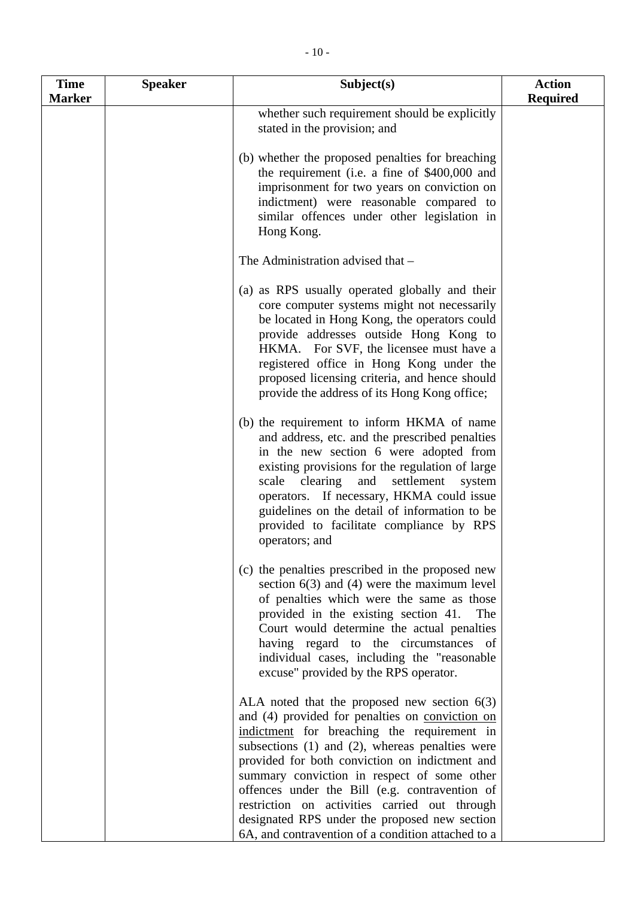| Time Marker | Speaker | Subject(s) | Action Required |
|---|---|---|---|
| | | whether such requirement should be explicitly stated in the provision; and<br><br>(b) whether the proposed penalties for breaching the requirement (i.e. a fine of $400,000 and imprisonment for two years on conviction on indictment) were reasonable compared to similar offences under other legislation in Hong Kong.<br><br>The Administration advised that –<br><br>(a) as RPS usually operated globally and their core computer systems might not necessarily be located in Hong Kong, the operators could provide addresses outside Hong Kong to HKMA. For SVF, the licensee must have a registered office in Hong Kong under the proposed licensing criteria, and hence should provide the address of its Hong Kong office;<br><br>(b) the requirement to inform HKMA of name and address, etc. and the prescribed penalties in the new section 6 were adopted from existing provisions for the regulation of large scale clearing and settlement system operators. If necessary, HKMA could issue guidelines on the detail of information to be provided to facilitate compliance by RPS operators; and<br><br>(c) the penalties prescribed in the proposed new section 6(3) and (4) were the maximum level of penalties which were the same as those provided in the existing section 41. The Court would determine the actual penalties having regard to the circumstances of individual cases, including the "reasonable excuse" provided by the RPS operator.<br><br>ALA noted that the proposed new section 6(3) and (4) provided for penalties on <u>conviction on indictment</u> for breaching the requirement in subsections (1) and (2), whereas penalties were provided for both conviction on indictment and summary conviction in respect of some other offences under the Bill (e.g. contravention of restriction on activities carried out through designated RPS under the proposed new section 6A, and contravention of a condition attached to a | |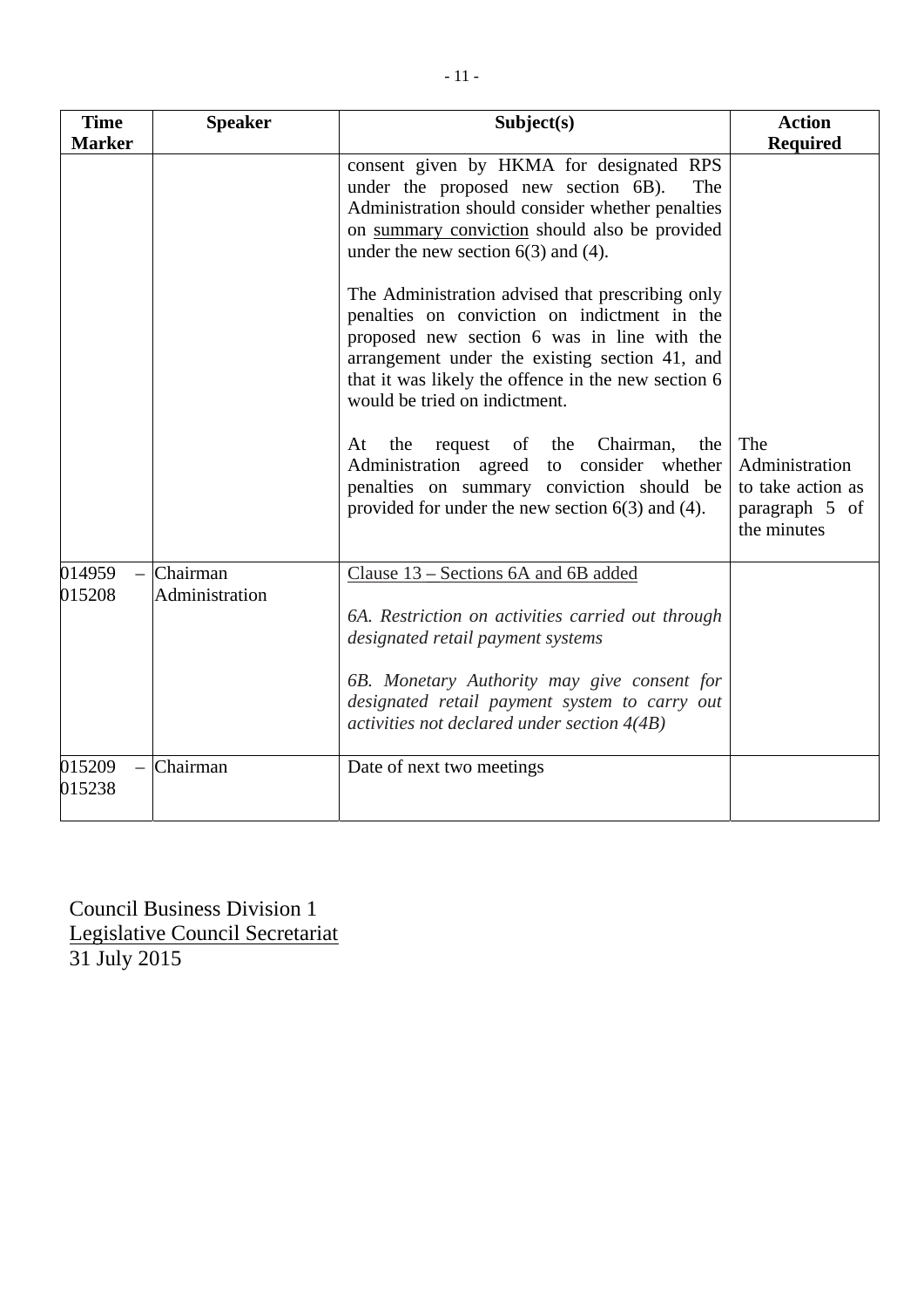| Time Marker | Speaker | Subject(s) | Action Required |
|---|---|---|---|
| | | consent given by HKMA for designated RPS under the proposed new section 6B). The Administration should consider whether penalties on <u>summary conviction</u> should also be provided under the new section 6(3) and (4).<br><br>The Administration advised that prescribing only penalties on conviction on indictment in the proposed new section 6 was in line with the arrangement under the existing section 41, and that it was likely the offence in the new section 6 would be tried on indictment.<br><br>At the request of the Chairman, the Administration agreed to consider whether penalties on summary conviction should be provided for under the new section 6(3) and (4). | The Administration to take action as paragraph 5 of the minutes |
| 014959 – 015208 | Chairman<br>Administration | <u>Clause 13 – Sections 6A and 6B added</u><br><br>*6A. Restriction on activities carried out through designated retail payment systems*<br><br>*6B. Monetary Authority may give consent for designated retail payment system to carry out activities not declared under section 4(4B)* | |
| 015209 – 015238 | Chairman | Date of next two meetings | |

Council Business Division 1
<u>Legislative Council Secretariat</u>
31 July 2015